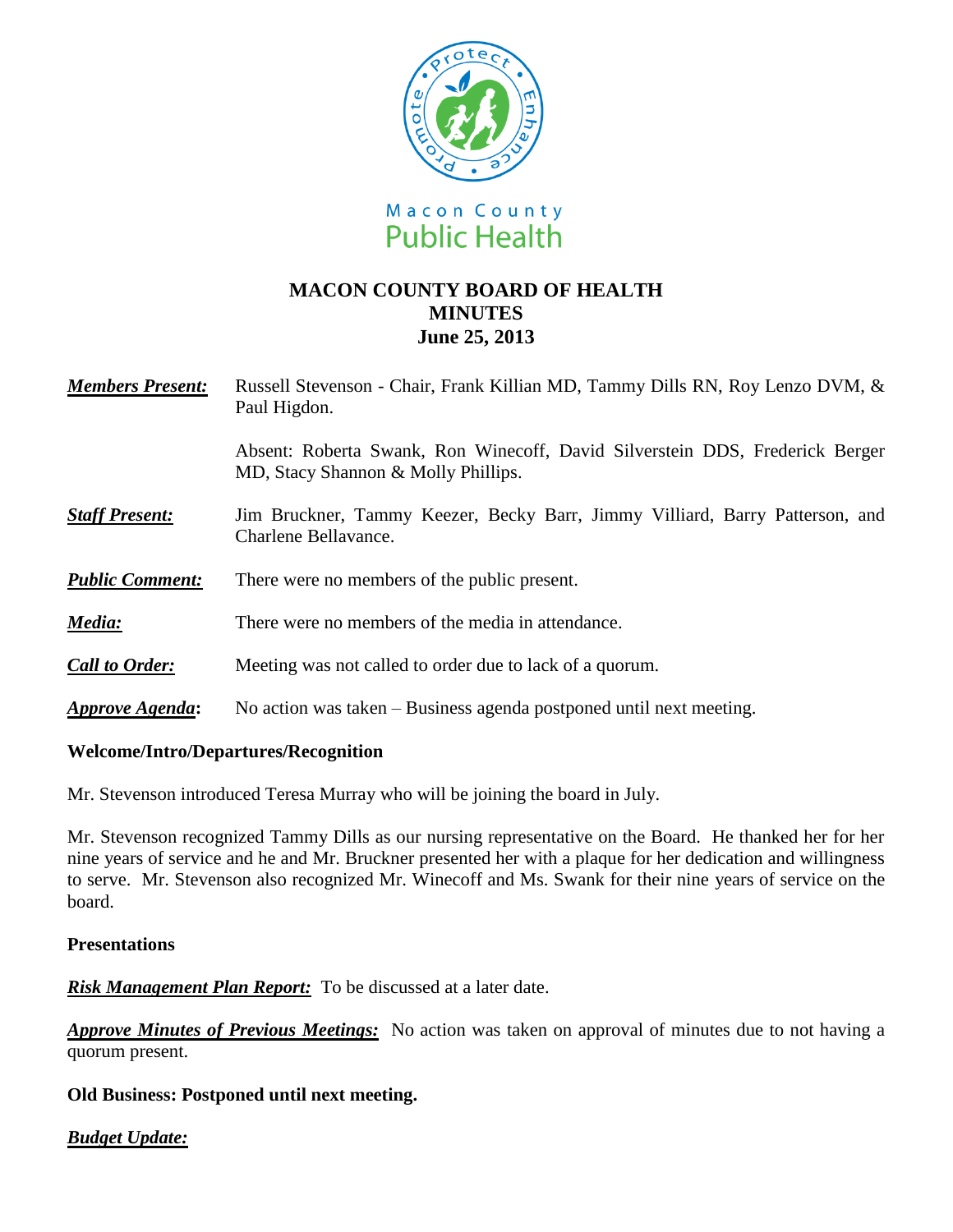Macon County Public Health

# MACON COUNTY BOARD OF HEALTH
## MINUTES
## June 25, 2013

***Members Present:*** Russell Stevenson - Chair, Frank Killian MD, Tammy Dills RN, Roy Lenzo DVM, & Paul Higdon.

Absent: Roberta Swank, Ron Winecoff, David Silverstein DDS, Frederick Berger MD, Stacy Shannon & Molly Phillips.

***Staff Present:*** Jim Bruckner, Tammy Keezer, Becky Barr, Jimmy Villiard, Barry Patterson, and Charlene Bellavance.

***Public Comment:*** There were no members of the public present.

***Media:*** There were no members of the media in attendance.

***Call to Order:*** Meeting was not called to order due to lack of a quorum.

***Approve Agenda*:** No action was taken – Business agenda postponed until next meeting.

**Welcome/Intro/Departures/Recognition**

Mr. Stevenson introduced Teresa Murray who will be joining the board in July.

Mr. Stevenson recognized Tammy Dills as our nursing representative on the Board. He thanked her for her nine years of service and he and Mr. Bruckner presented her with a plaque for her dedication and willingness to serve. Mr. Stevenson also recognized Mr. Winecoff and Ms. Swank for their nine years of service on the board.

**Presentations**

***Risk Management Plan Report:*** To be discussed at a later date.

***Approve Minutes of Previous Meetings:*** No action was taken on approval of minutes due to not having a quorum present.

**Old Business: Postponed until next meeting.**

***Budget Update:***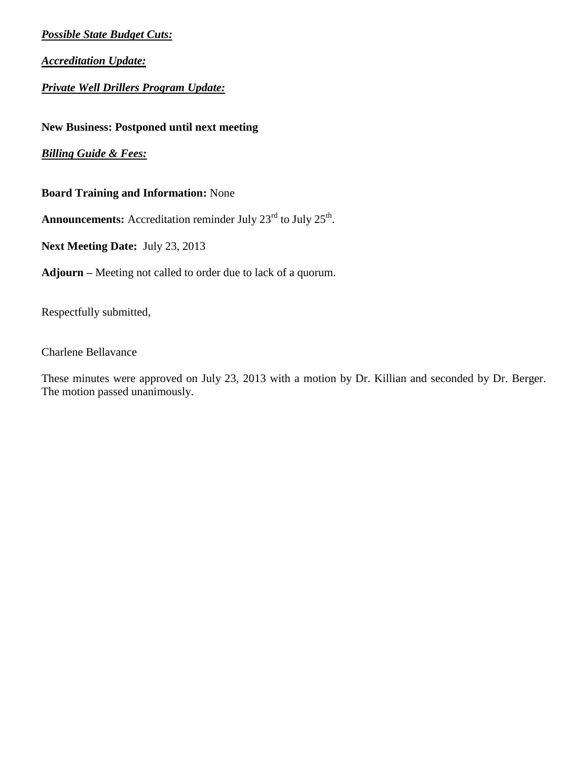***Possible State Budget Cuts:***

***Accreditation Update:***

***Private Well Drillers Program Update:***

**New Business: Postponed until next meeting**

***Billing Guide & Fees:***

**Board Training and Information:** None

**Announcements:** Accreditation reminder July 23rd to July 25th.

**Next Meeting Date:** July 23, 2013

**Adjourn –** Meeting not called to order due to lack of a quorum.

Respectfully submitted,

Charlene Bellavance

These minutes were approved on July 23, 2013 with a motion by Dr. Killian and seconded by Dr. Berger. The motion passed unanimously.